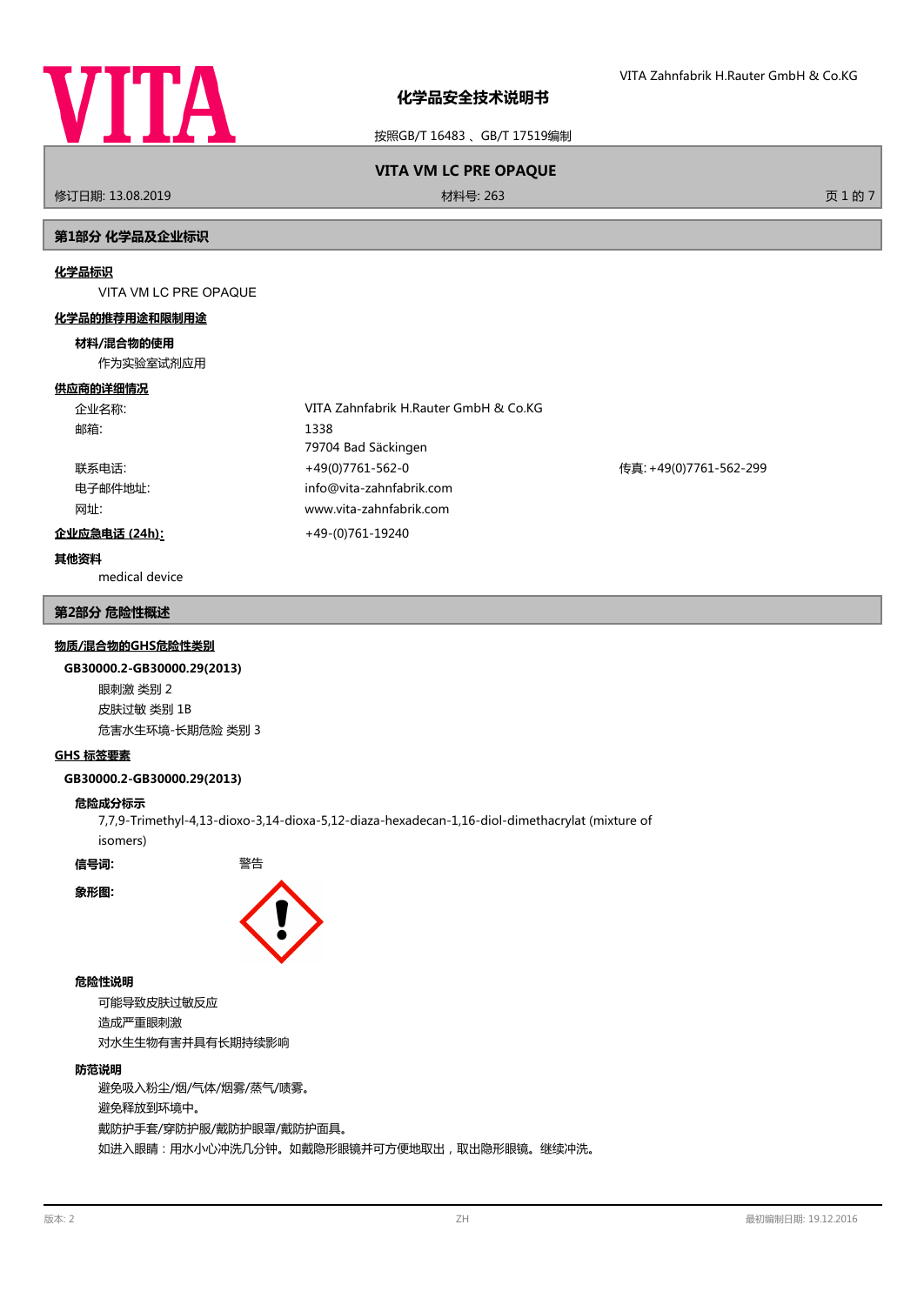# 化学品安全技术说明书

按照GB/T 16483 、GB/T 17519编制

**VITA VM LC PRE OPAQUE**

修订日期: 13.08.2019　　材料号: 263

## 第1部分 化学品及企业标识

**化学品标识**

VITA VM LC PRE OPAQUE

**化学品的推荐用途和限制用途**

**材料/混合物的使用**

作为实验室试剂应用

**供应商的详细情况**

| | | |
|---|---|---|
| 企业名称: | VITA Zahnfabrik H.Rauter GmbH & Co.KG | |
| 邮箱: | 1338<br>79704 Bad Säckingen | |
| 联系电话: | +49(0)7761-562-0 | 传真: +49(0)7761-562-299 |
| 电子邮件地址: | info@vita-zahnfabrik.com | |
| 网址: | www.vita-zahnfabrik.com | |
| **企业应急电话 (24h):** | +49-(0)761-19240 | |

**其他资料**

medical device

## 第2部分 危险性概述

**物质/混合物的GHS危险性类别**

**GB30000.2-GB30000.29(2013)**

眼刺激 类别 2
皮肤过敏 类别 1B
危害水生环境-长期危险 类别 3

**GHS 标签要素**

**GB30000.2-GB30000.29(2013)**

**危险成分标示**

7,7,9-Trimethyl-4,13-dioxo-3,14-dioxa-5,12-diaza-hexadecan-1,16-diol-dimethacrylat (mixture of isomers)

**信号词:** 警告

**象形图:**

**危险性说明**

可能导致皮肤过敏反应
造成严重眼刺激
对水生生物有害并具有长期持续影响

**防范说明**

避免吸入粉尘/烟/气体/烟雾/蒸气/喷雾。
避免释放到环境中。
戴防护手套/穿防护服/戴防护眼罩/戴防护面具。
如进入眼睛：用水小心冲洗几分钟。如戴隐形眼镜并可方便地取出，取出隐形眼镜。继续冲洗。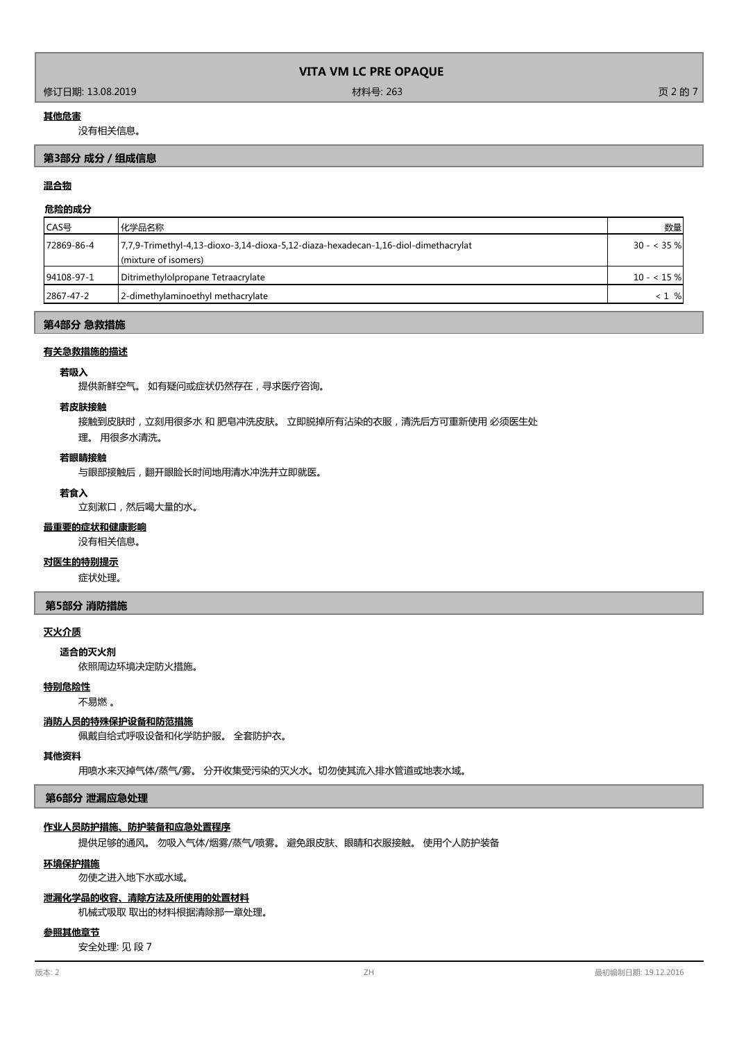**其他危害**

没有相关信息。

## 第3部分 成分 / 组成信息

**混合物**

**危险的成分**

| CAS号 | 化学品名称 | 数量 |
|---|---|---|
| 72869-86-4 | 7,7,9-Trimethyl-4,13-dioxo-3,14-dioxa-5,12-diaza-hexadecan-1,16-diol-dimethacrylat (mixture of isomers) | 30 - < 35 % |
| 94108-97-1 | Ditrimethylolpropane Tetraacrylate | 10 - < 15 % |
| 2867-47-2 | 2-dimethylaminoethyl methacrylate | < 1 % |

## 第4部分 急救措施

**有关急救措施的描述**

**若吸入**

提供新鲜空气。 如有疑问或症状仍然存在，寻求医疗咨询。

**若皮肤接触**

接触到皮肤时，立刻用很多水 和 肥皂冲洗皮肤。 立即脱掉所有沾染的衣服，清洗后方可重新使用 必须医生处理。 用很多水清洗。

**若眼睛接触**

与眼部接触后，翻开眼睑长时间地用清水冲洗并立即就医。

**若食入**

立刻漱口，然后喝大量的水。

**最重要的症状和健康影响**

没有相关信息。

**对医生的特别提示**

症状处理。

## 第5部分 消防措施

**灭火介质**

**适合的灭火剂**

依照周边环境决定防火措施。

**特别危险性**

不易燃 。

**消防人员的特殊保护设备和防范措施**

佩戴自给式呼吸设备和化学防护服。 全套防护衣。

**其他资料**

用喷水来灭掉气体/蒸气/雾。 分开收集受污染的灭火水。切勿使其流入排水管道或地表水域。

## 第6部分 泄漏应急处理

**作业人员防护措施、防护装备和应急处置程序**

提供足够的通风。 勿吸入气体/烟雾/蒸气/喷雾。 避免跟皮肤、眼睛和衣服接触。 使用个人防护装备

**环境保护措施**

勿使之进入地下水或水域。

**泄漏化学品的收容、清除方法及所使用的处置材料**

机械式吸取 取出的材料根据清除那一章处理。

**参照其他章节**

安全处理: 见 段 7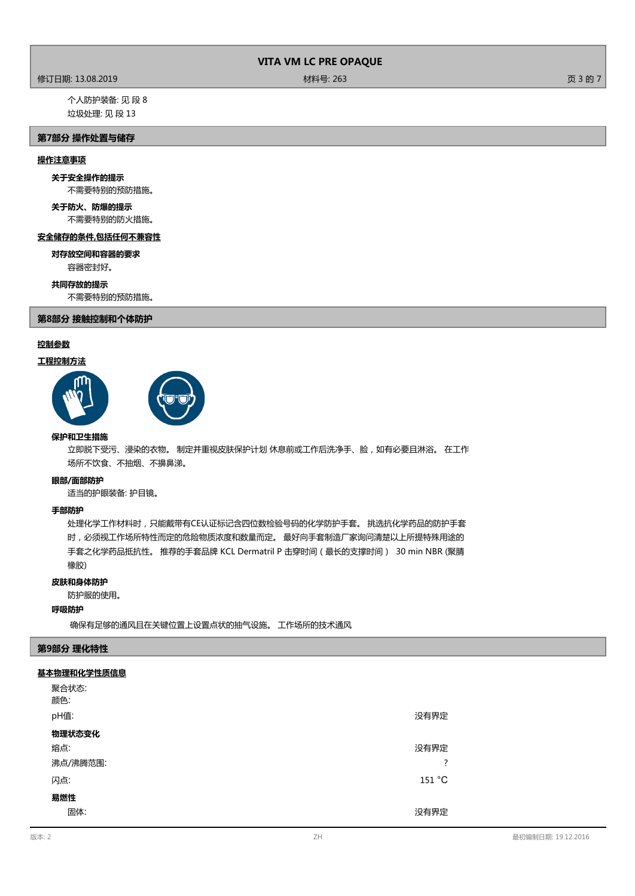个人防护装备: 见 段 8

垃圾处理: 见 段 13

## 第7部分 操作处置与储存

### 操作注意事项

**关于安全操作的提示**

不需要特别的预防措施。

**关于防火、防爆的提示**

不需要特别的防火措施。

### 安全储存的条件,包括任何不兼容性

**对存放空间和容器的要求**

容器密封好。

**共同存放的提示**

不需要特别的预防措施。

## 第8部分 接触控制和个体防护

### 控制参数

### 工程控制方法

**保护和卫生措施**

立即脱下受污、浸染的衣物。 制定并重视皮肤保护计划 休息前或工作后洗净手、脸，如有必要且淋浴。 在工作场所不饮食、不抽烟、不擤鼻涕。

**眼部/面部防护**

适当的护眼装备: 护目镜。

**手部防护**

处理化学工作材料时，只能戴带有CE认证标记含四位数检验号码的化学防护手套。 挑选抗化学药品的防护手套时，必须视工作场所特性而定的危险物质浓度和数量而定。 最好向手套制造厂家询问清楚以上所提特殊用途的手套之化学药品抵抗性。 推荐的手套品牌 KCL Dermatril P 击穿时间（最长的支撑时间） 30 min NBR (聚腈橡胶)

**皮肤和身体防护**

防护服的使用。

**呼吸防护**

确保有足够的通风且在关键位置上设置点状的抽气设施。 工作场所的技术通风

## 第9部分 理化特性

### 基本物理和化学性质信息

| | |
|---|---|
| 聚合状态: | |
| 颜色: | |
| pH值: | 没有界定 |
| **物理状态变化** | |
| 熔点: | 没有界定 |
| 沸点/沸腾范围: | ? |
| 闪点: | 151 °C |
| **易燃性** | |
| 固体: | 没有界定 |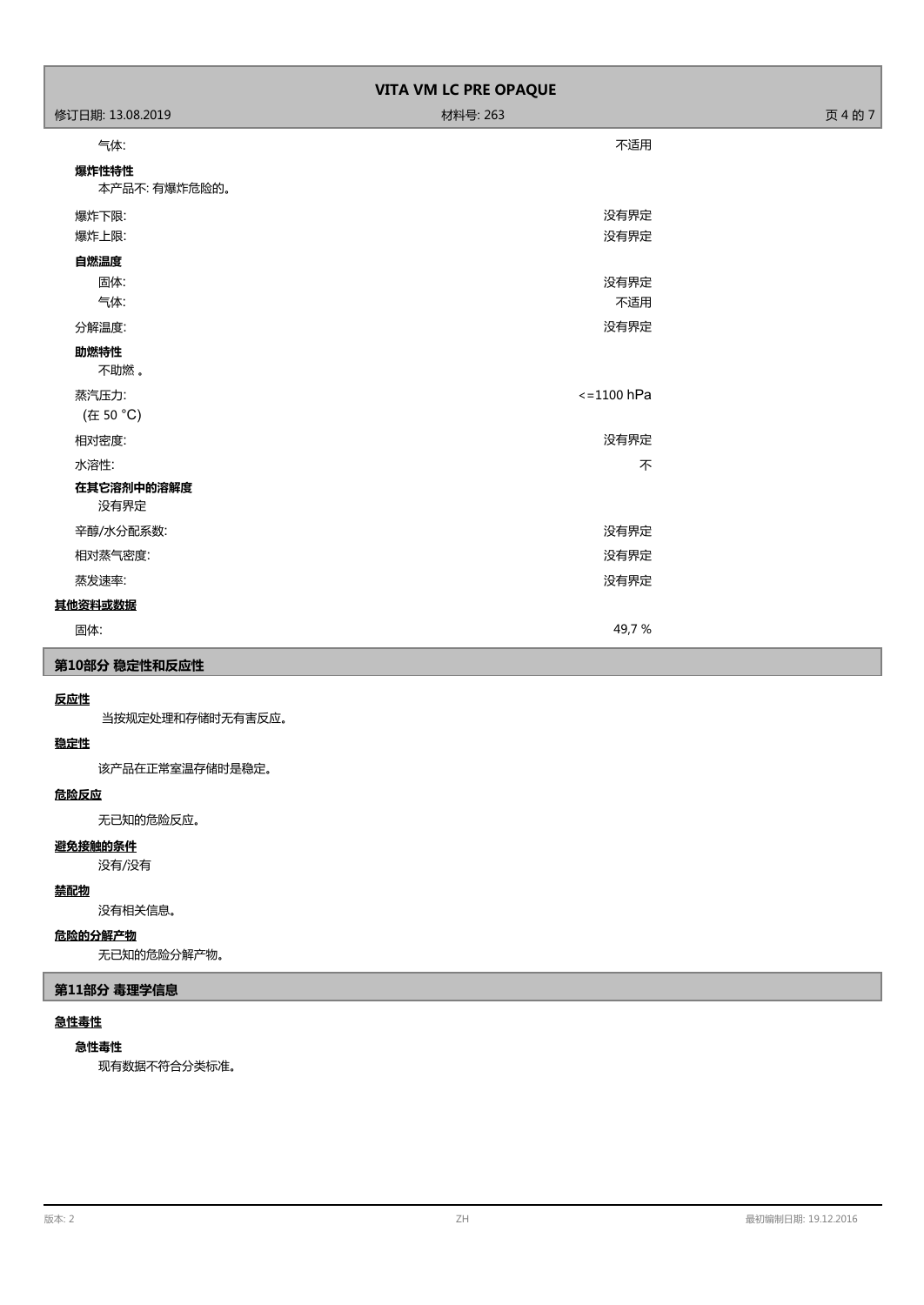气体: 不适用

**爆炸性特性**

本产品不: 有爆炸危险的。

爆炸下限: 没有界定

爆炸上限: 没有界定

**自燃温度**

固体: 没有界定

气体: 不适用

分解温度: 没有界定

**助燃特性**

不助燃 。

蒸汽压力: <=1100 hPa
(在 50 °C)

相对密度: 没有界定

水溶性: 不

**在其它溶剂中的溶解度**

没有界定

辛醇/水分配系数: 没有界定

相对蒸气密度: 没有界定

蒸发速率: 没有界定

**其他资料或数据**

固体: 49,7 %

## 第10部分 稳定性和反应性

**反应性**

当按规定处理和存储时无有害反应。

**稳定性**

该产品在正常室温存储时是稳定。

**危险反应**

无已知的危险反应。

**避免接触的条件**

没有/没有

**禁配物**

没有相关信息。

**危险的分解产物**

无已知的危险分解产物。

## 第11部分 毒理学信息

**急性毒性**

**急性毒性**

现有数据不符合分类标准。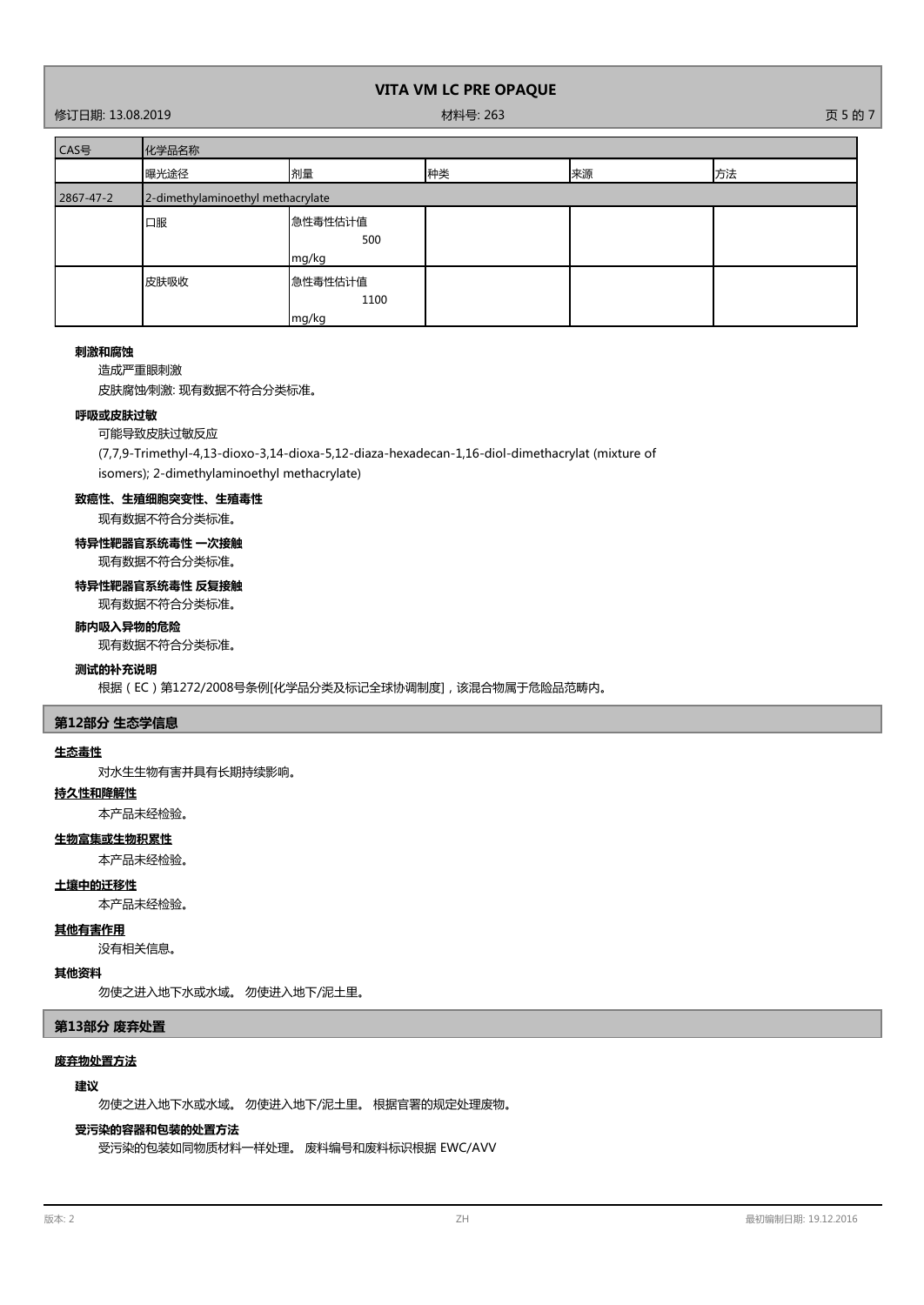| CAS号 | 化学品名称 | | | | |
|---|---|---|---|---|---|
| | 曝光途径 | 剂量 | 种类 | 来源 | 方法 |
| 2867-47-2 | 2-dimethylaminoethyl methacrylate | | | | |
| | 口服 | 急性毒性估计值 500 mg/kg | | | |
| | 皮肤吸收 | 急性毒性估计值 1100 mg/kg | | | |

**刺激和腐蚀**

造成严重眼刺激

皮肤腐蚀/刺激: 现有数据不符合分类标准。

**呼吸或皮肤过敏**

可能导致皮肤过敏反应

(7,7,9-Trimethyl-4,13-dioxo-3,14-dioxa-5,12-diaza-hexadecan-1,16-diol-dimethacrylat (mixture of isomers); 2-dimethylaminoethyl methacrylate)

**致癌性、生殖细胞突变性、生殖毒性**

现有数据不符合分类标准。

**特异性靶器官系统毒性 一次接触**

现有数据不符合分类标准。

**特异性靶器官系统毒性 反复接触**

现有数据不符合分类标准。

**肺内吸入异物的危险**

现有数据不符合分类标准。

**测试的补充说明**

根据（EC）第1272/2008号条例[化学品分类及标记全球协调制度]，该混合物属于危险品范畴内。

## 第12部分 生态学信息

**生态毒性**

对水生生物有害并具有长期持续影响。

**持久性和降解性**

本产品未经检验。

**生物富集或生物积累性**

本产品未经检验。

**土壤中的迁移性**

本产品未经检验。

**其他有害作用**

没有相关信息。

**其他资料**

勿使之进入地下水或水域。 勿使进入地下/泥土里。

## 第13部分 废弃处置

**废弃物处置方法**

**建议**

勿使之进入地下水或水域。 勿使进入地下/泥土里。 根据官署的规定处理废物。

**受污染的容器和包装的处置方法**

受污染的包装如同物质材料一样处理。 废料编号和废料标识根据 EWC/AVV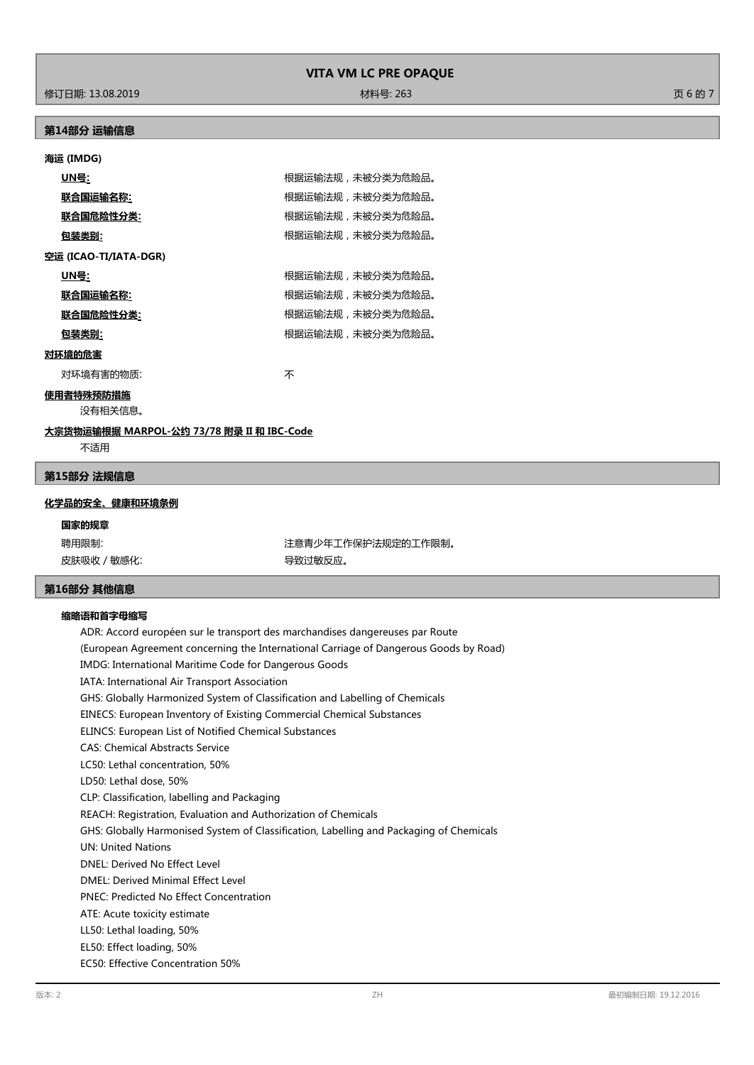## 第14部分 运输信息

**海运 (IMDG)**

| | |
|---|---|
| **UN号:** | 根据运输法规，未被分类为危险品。 |
| **联合国运输名称:** | 根据运输法规，未被分类为危险品。 |
| **联合国危险性分类:** | 根据运输法规，未被分类为危险品。 |
| **包装类别:** | 根据运输法规，未被分类为危险品。 |

**空运 (ICAO-TI/IATA-DGR)**

| | |
|---|---|
| **UN号:** | 根据运输法规，未被分类为危险品。 |
| **联合国运输名称:** | 根据运输法规，未被分类为危险品。 |
| **联合国危险性分类:** | 根据运输法规，未被分类为危险品。 |
| **包装类别:** | 根据运输法规，未被分类为危险品。 |

**对环境的危害**

对环境有害的物质: 不

**使用者特殊预防措施**

没有相关信息。

**大宗货物运输根据 MARPOL-公约 73/78 附录 II 和 IBC-Code**

不适用

## 第15部分 法规信息

**化学品的安全、健康和环境条例**

**国家的规章**

| | |
|---|---|
| 聘用限制: | 注意青少年工作保护法规定的工作限制。 |
| 皮肤吸收 / 敏感化: | 导致过敏反应。 |

## 第16部分 其他信息

**缩略语和首字母缩写**

ADR: Accord européen sur le transport des marchandises dangereuses par Route
(European Agreement concerning the International Carriage of Dangerous Goods by Road)
IMDG: International Maritime Code for Dangerous Goods
IATA: International Air Transport Association
GHS: Globally Harmonized System of Classification and Labelling of Chemicals
EINECS: European Inventory of Existing Commercial Chemical Substances
ELINCS: European List of Notified Chemical Substances
CAS: Chemical Abstracts Service
LC50: Lethal concentration, 50%
LD50: Lethal dose, 50%
CLP: Classification, labelling and Packaging
REACH: Registration, Evaluation and Authorization of Chemicals
GHS: Globally Harmonised System of Classification, Labelling and Packaging of Chemicals
UN: United Nations
DNEL: Derived No Effect Level
DMEL: Derived Minimal Effect Level
PNEC: Predicted No Effect Concentration
ATE: Acute toxicity estimate
LL50: Lethal loading, 50%
EL50: Effect loading, 50%
EC50: Effective Concentration 50%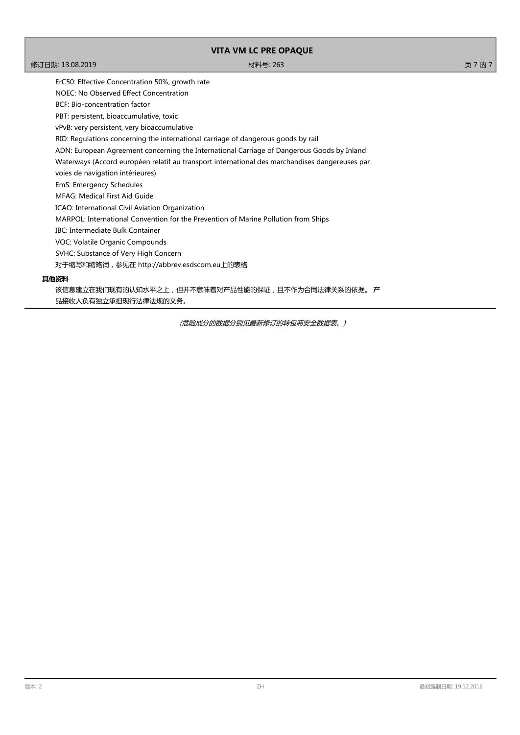ErC50: Effective Concentration 50%, growth rate

NOEC: No Observed Effect Concentration

BCF: Bio-concentration factor

PBT: persistent, bioaccumulative, toxic

vPvB: very persistent, very bioaccumulative

RID: Regulations concerning the international carriage of dangerous goods by rail

ADN: European Agreement concerning the International Carriage of Dangerous Goods by Inland Waterways (Accord européen relatif au transport international des marchandises dangereuses par voies de navigation intérieures)

EmS: Emergency Schedules

MFAG: Medical First Aid Guide

ICAO: International Civil Aviation Organization

MARPOL: International Convention for the Prevention of Marine Pollution from Ships

IBC: Intermediate Bulk Container

VOC: Volatile Organic Compounds

SVHC: Substance of Very High Concern

对于缩写和缩略词，参见在 http://abbrev.esdscom.eu上的表格

**其他资料**

该信息建立在我们现有的认知水平之上，但并不意味着对产品性能的保证，且不作为合同法律关系的依据。 产品接收人负有独立承担现行法律法规的义务。

*(危险成分的数据分别见最新修订的转包商安全数据表。)*